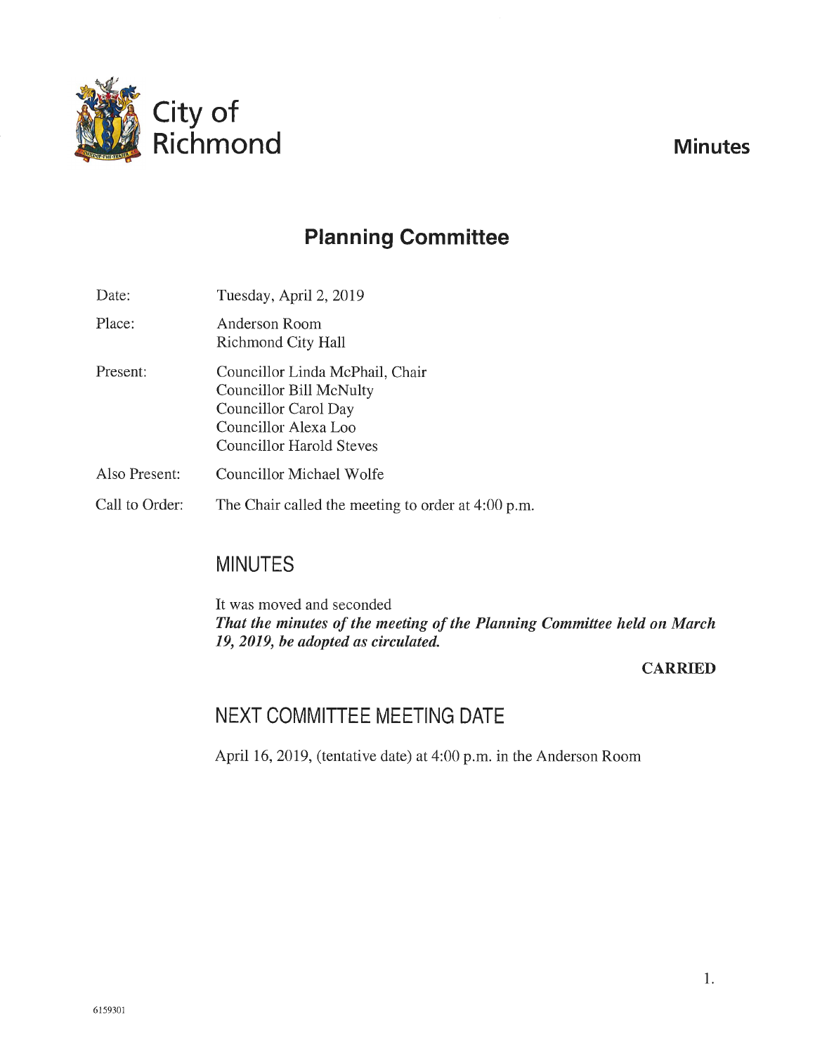City of Richmond

# Minutes

## Planning Committee

| | |
|---|---|
| Date: | Tuesday, April 2, 2019 |
| Place: | Anderson Room<br>Richmond City Hall |
| Present: | Councillor Linda McPhail, Chair<br>Councillor Bill McNulty<br>Councillor Carol Day<br>Councillor Alexa Loo<br>Councillor Harold Steves |
| Also Present: | Councillor Michael Wolfe |
| Call to Order: | The Chair called the meeting to order at 4:00 p.m. |

## MINUTES

It was moved and seconded
***That the minutes of the meeting of the Planning Committee held on March 19, 2019, be adopted as circulated.***

**CARRIED**

## NEXT COMMITTEE MEETING DATE

April 16, 2019, (tentative date) at 4:00 p.m. in the Anderson Room

6159301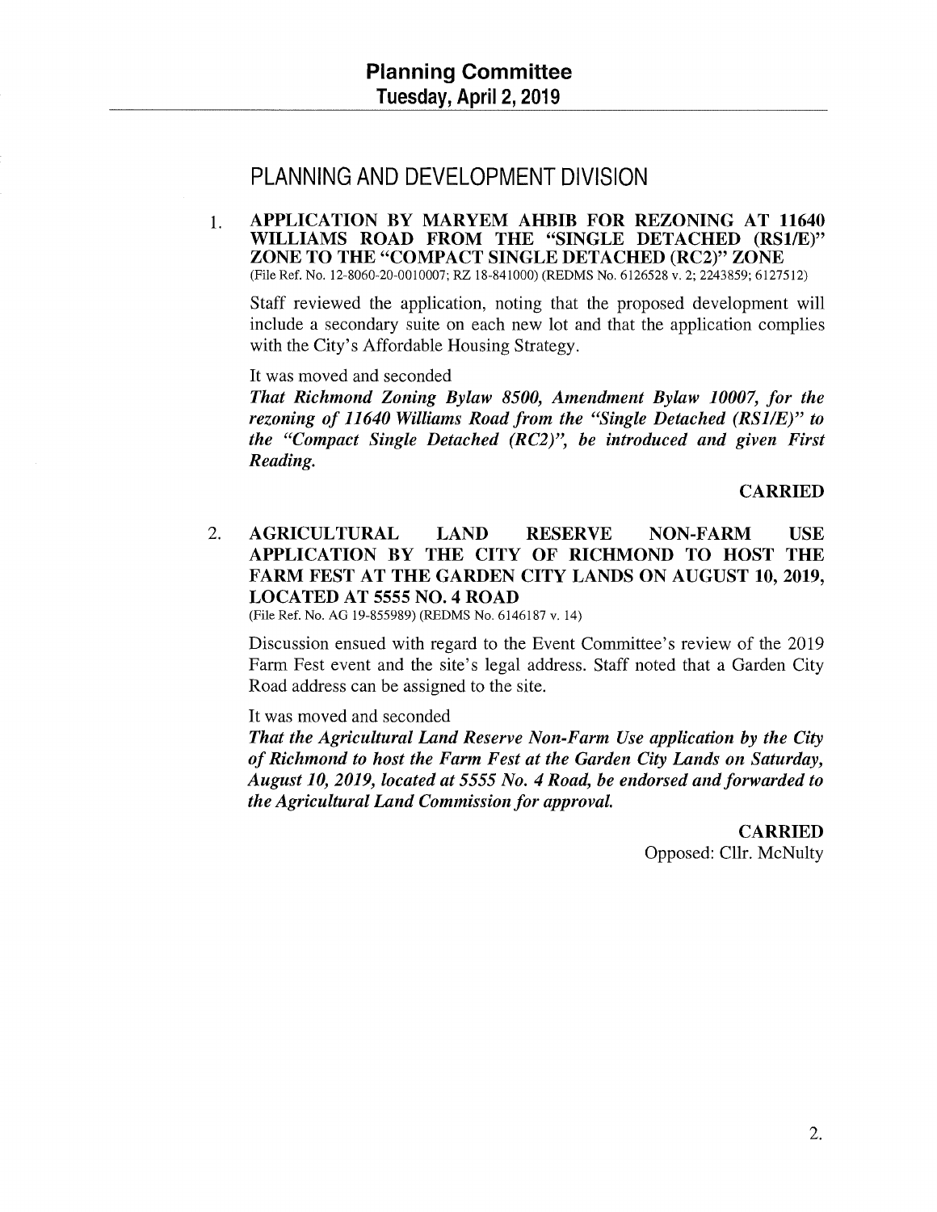## PLANNING AND DEVELOPMENT DIVISION

1. **APPLICATION BY MARYEM AHBIB FOR REZONING AT 11640 WILLIAMS ROAD FROM THE "SINGLE DETACHED (RS1/E)" ZONE TO THE "COMPACT SINGLE DETACHED (RC2)" ZONE**
(File Ref. No. 12-8060-20-0010007; RZ 18-841000) (REDMS No. 6126528 v. 2; 2243859; 6127512)

Staff reviewed the application, noting that the proposed development will include a secondary suite on each new lot and that the application complies with the City's Affordable Housing Strategy.

It was moved and seconded
***That Richmond Zoning Bylaw 8500, Amendment Bylaw 10007, for the rezoning of 11640 Williams Road from the "Single Detached (RS1/E)" to the "Compact Single Detached (RC2)", be introduced and given First Reading.***

**CARRIED**

2. **AGRICULTURAL LAND RESERVE NON-FARM USE APPLICATION BY THE CITY OF RICHMOND TO HOST THE FARM FEST AT THE GARDEN CITY LANDS ON AUGUST 10, 2019, LOCATED AT 5555 NO. 4 ROAD**
(File Ref. No. AG 19-855989) (REDMS No. 6146187 v. 14)

Discussion ensued with regard to the Event Committee's review of the 2019 Farm Fest event and the site's legal address. Staff noted that a Garden City Road address can be assigned to the site.

It was moved and seconded
***That the Agricultural Land Reserve Non-Farm Use application by the City of Richmond to host the Farm Fest at the Garden City Lands on Saturday, August 10, 2019, located at 5555 No. 4 Road, be endorsed and forwarded to the Agricultural Land Commission for approval.***

**CARRIED**
Opposed: Cllr. McNulty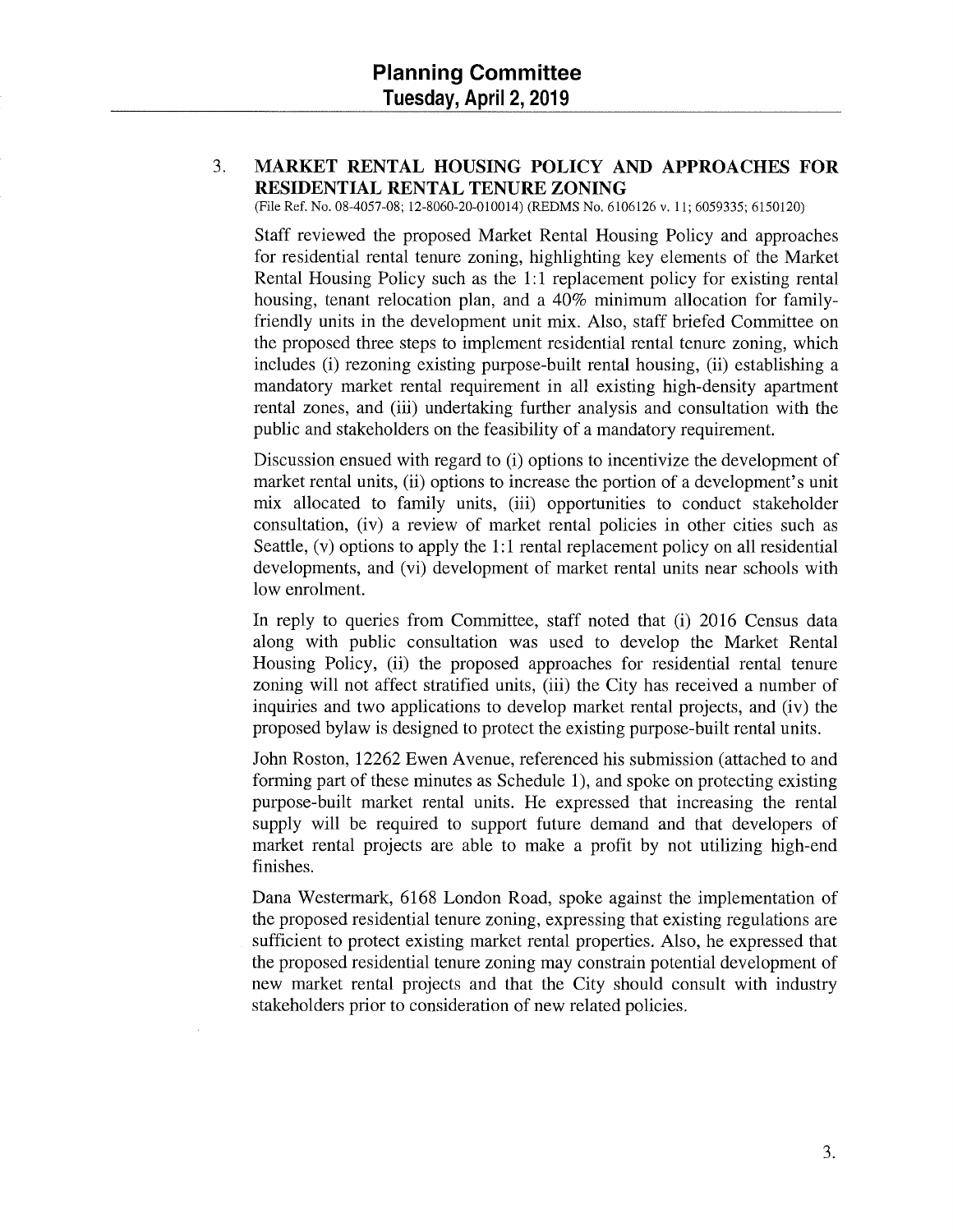## Planning Committee
### Tuesday, April 2, 2019

3. **MARKET RENTAL HOUSING POLICY AND APPROACHES FOR RESIDENTIAL RENTAL TENURE ZONING**
(File Ref. No. 08-4057-08; 12-8060-20-010014) (REDMS No. 6106126 v. 11; 6059335; 6150120)

Staff reviewed the proposed Market Rental Housing Policy and approaches for residential rental tenure zoning, highlighting key elements of the Market Rental Housing Policy such as the 1:1 replacement policy for existing rental housing, tenant relocation plan, and a 40% minimum allocation for family-friendly units in the development unit mix. Also, staff briefed Committee on the proposed three steps to implement residential rental tenure zoning, which includes (i) rezoning existing purpose-built rental housing, (ii) establishing a mandatory market rental requirement in all existing high-density apartment rental zones, and (iii) undertaking further analysis and consultation with the public and stakeholders on the feasibility of a mandatory requirement.

Discussion ensued with regard to (i) options to incentivize the development of market rental units, (ii) options to increase the portion of a development's unit mix allocated to family units, (iii) opportunities to conduct stakeholder consultation, (iv) a review of market rental policies in other cities such as Seattle, (v) options to apply the 1:1 rental replacement policy on all residential developments, and (vi) development of market rental units near schools with low enrolment.

In reply to queries from Committee, staff noted that (i) 2016 Census data along with public consultation was used to develop the Market Rental Housing Policy, (ii) the proposed approaches for residential rental tenure zoning will not affect stratified units, (iii) the City has received a number of inquiries and two applications to develop market rental projects, and (iv) the proposed bylaw is designed to protect the existing purpose-built rental units.

John Roston, 12262 Ewen Avenue, referenced his submission (attached to and forming part of these minutes as Schedule 1), and spoke on protecting existing purpose-built market rental units. He expressed that increasing the rental supply will be required to support future demand and that developers of market rental projects are able to make a profit by not utilizing high-end finishes.

Dana Westermark, 6168 London Road, spoke against the implementation of the proposed residential tenure zoning, expressing that existing regulations are sufficient to protect existing market rental properties. Also, he expressed that the proposed residential tenure zoning may constrain potential development of new market rental projects and that the City should consult with industry stakeholders prior to consideration of new related policies.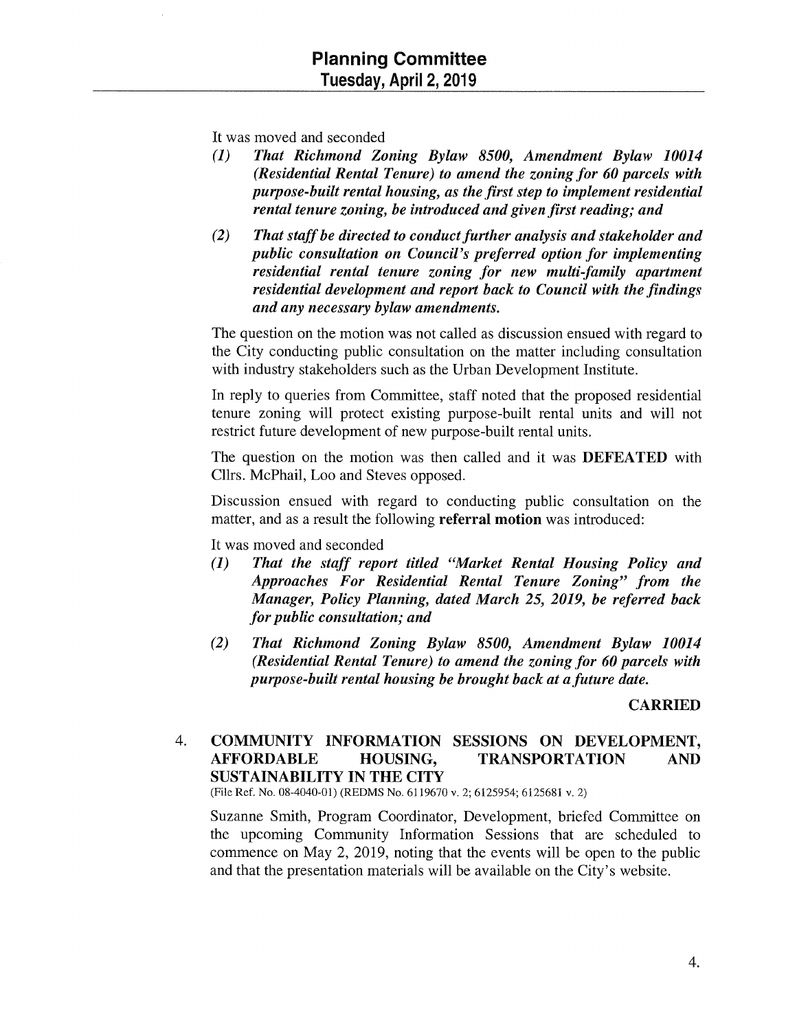It was moved and seconded

*(1) That Richmond Zoning Bylaw 8500, Amendment Bylaw 10014 (Residential Rental Tenure) to amend the zoning for 60 parcels with purpose-built rental housing, as the first step to implement residential rental tenure zoning, be introduced and given first reading; and*

*(2) That staff be directed to conduct further analysis and stakeholder and public consultation on Council's preferred option for implementing residential rental tenure zoning for new multi-family apartment residential development and report back to Council with the findings and any necessary bylaw amendments.*

The question on the motion was not called as discussion ensued with regard to the City conducting public consultation on the matter including consultation with industry stakeholders such as the Urban Development Institute.

In reply to queries from Committee, staff noted that the proposed residential tenure zoning will protect existing purpose-built rental units and will not restrict future development of new purpose-built rental units.

The question on the motion was then called and it was **DEFEATED** with Cllrs. McPhail, Loo and Steves opposed.

Discussion ensued with regard to conducting public consultation on the matter, and as a result the following **referral motion** was introduced:

It was moved and seconded

*(1) That the staff report titled "Market Rental Housing Policy and Approaches For Residential Rental Tenure Zoning" from the Manager, Policy Planning, dated March 25, 2019, be referred back for public consultation; and*

*(2) That Richmond Zoning Bylaw 8500, Amendment Bylaw 10014 (Residential Rental Tenure) to amend the zoning for 60 parcels with purpose-built rental housing be brought back at a future date.*

**CARRIED**

## 4. COMMUNITY INFORMATION SESSIONS ON DEVELOPMENT, AFFORDABLE HOUSING, TRANSPORTATION AND SUSTAINABILITY IN THE CITY

(File Ref. No. 08-4040-01) (REDMS No. 6119670 v. 2; 6125954; 6125681 v. 2)

Suzanne Smith, Program Coordinator, Development, briefed Committee on the upcoming Community Information Sessions that are scheduled to commence on May 2, 2019, noting that the events will be open to the public and that the presentation materials will be available on the City's website.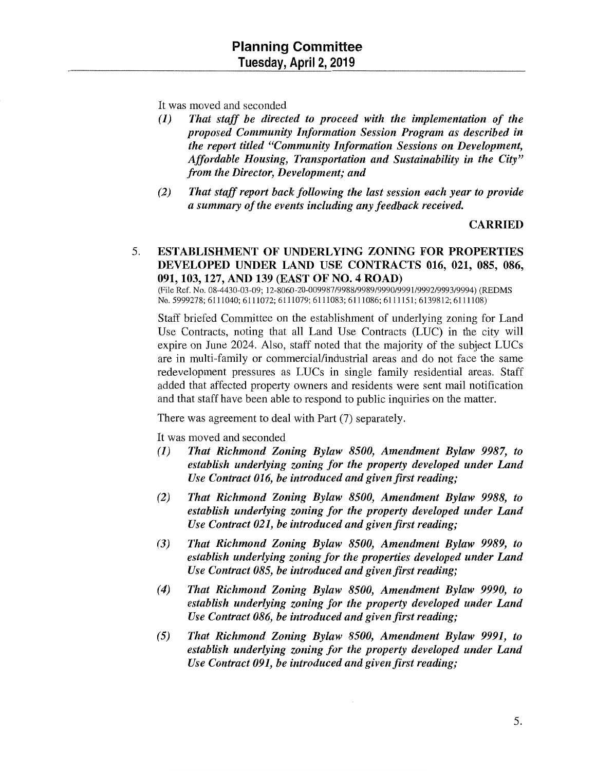It was moved and seconded

1. *That staff be directed to proceed with the implementation of the proposed Community Information Session Program as described in the report titled "Community Information Sessions on Development, Affordable Housing, Transportation and Sustainability in the City" from the Director, Development; and*

2. *That staff report back following the last session each year to provide a summary of the events including any feedback received.*

**CARRIED**

### 5. ESTABLISHMENT OF UNDERLYING ZONING FOR PROPERTIES DEVELOPED UNDER LAND USE CONTRACTS 016, 021, 085, 086, 091, 103, 127, AND 139 (EAST OF NO. 4 ROAD)

(File Ref. No. 08-4430-03-09; 12-8060-20-009987/9988/9989/9990/9991/9992/9993/9994) (REDMS No. 5999278; 6111040; 6111072; 6111079; 6111083; 6111086; 6111151; 6139812; 6111108)

Staff briefed Committee on the establishment of underlying zoning for Land Use Contracts, noting that all Land Use Contracts (LUC) in the city will expire on June 2024. Also, staff noted that the majority of the subject LUCs are in multi-family or commercial/industrial areas and do not face the same redevelopment pressures as LUCs in single family residential areas. Staff added that affected property owners and residents were sent mail notification and that staff have been able to respond to public inquiries on the matter.

There was agreement to deal with Part (7) separately.

It was moved and seconded

1. *That Richmond Zoning Bylaw 8500, Amendment Bylaw 9987, to establish underlying zoning for the property developed under Land Use Contract 016, be introduced and given first reading;*

2. *That Richmond Zoning Bylaw 8500, Amendment Bylaw 9988, to establish underlying zoning for the property developed under Land Use Contract 021, be introduced and given first reading;*

3. *That Richmond Zoning Bylaw 8500, Amendment Bylaw 9989, to establish underlying zoning for the properties developed under Land Use Contract 085, be introduced and given first reading;*

4. *That Richmond Zoning Bylaw 8500, Amendment Bylaw 9990, to establish underlying zoning for the property developed under Land Use Contract 086, be introduced and given first reading;*

5. *That Richmond Zoning Bylaw 8500, Amendment Bylaw 9991, to establish underlying zoning for the property developed under Land Use Contract 091, be introduced and given first reading;*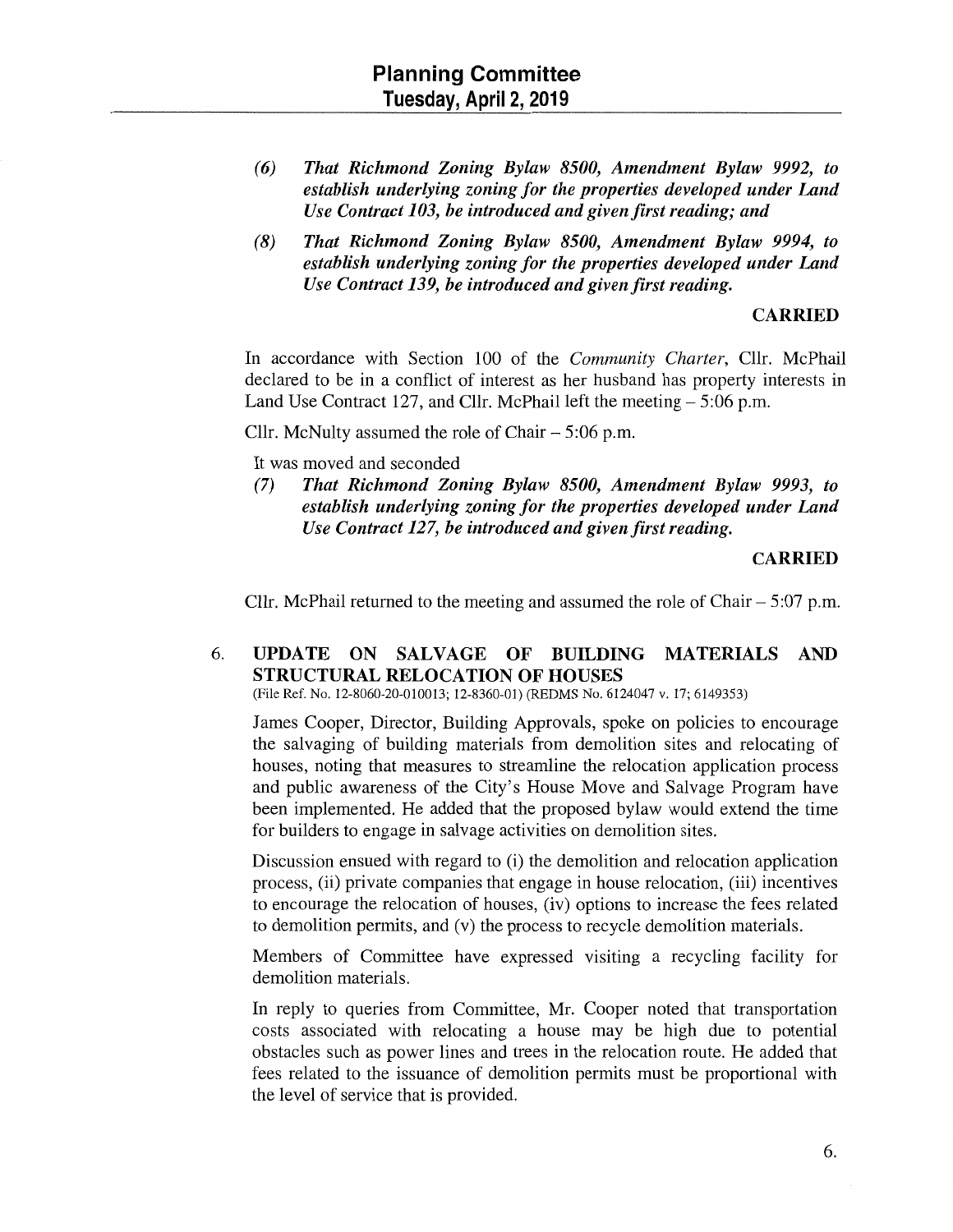(6) *That Richmond Zoning Bylaw 8500, Amendment Bylaw 9992, to establish underlying zoning for the properties developed under Land Use Contract 103, be introduced and given first reading; and*

(8) *That Richmond Zoning Bylaw 8500, Amendment Bylaw 9994, to establish underlying zoning for the properties developed under Land Use Contract 139, be introduced and given first reading.*

**CARRIED**

In accordance with Section 100 of the *Community Charter*, Cllr. McPhail declared to be in a conflict of interest as her husband has property interests in Land Use Contract 127, and Cllr. McPhail left the meeting – 5:06 p.m.

Cllr. McNulty assumed the role of Chair – 5:06 p.m.

It was moved and seconded

(7) *That Richmond Zoning Bylaw 8500, Amendment Bylaw 9993, to establish underlying zoning for the properties developed under Land Use Contract 127, be introduced and given first reading.*

**CARRIED**

Cllr. McPhail returned to the meeting and assumed the role of Chair – 5:07 p.m.

## 6. UPDATE ON SALVAGE OF BUILDING MATERIALS AND STRUCTURAL RELOCATION OF HOUSES

(File Ref. No. 12-8060-20-010013; 12-8360-01) (REDMS No. 6124047 v. 17; 6149353)

James Cooper, Director, Building Approvals, spoke on policies to encourage the salvaging of building materials from demolition sites and relocating of houses, noting that measures to streamline the relocation application process and public awareness of the City's House Move and Salvage Program have been implemented. He added that the proposed bylaw would extend the time for builders to engage in salvage activities on demolition sites.

Discussion ensued with regard to (i) the demolition and relocation application process, (ii) private companies that engage in house relocation, (iii) incentives to encourage the relocation of houses, (iv) options to increase the fees related to demolition permits, and (v) the process to recycle demolition materials.

Members of Committee have expressed visiting a recycling facility for demolition materials.

In reply to queries from Committee, Mr. Cooper noted that transportation costs associated with relocating a house may be high due to potential obstacles such as power lines and trees in the relocation route. He added that fees related to the issuance of demolition permits must be proportional with the level of service that is provided.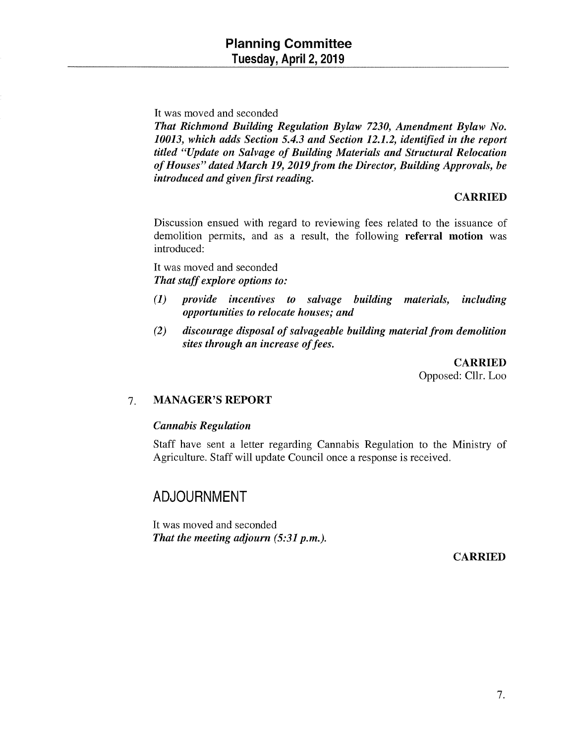It was moved and seconded
***That Richmond Building Regulation Bylaw 7230, Amendment Bylaw No. 10013, which adds Section 5.4.3 and Section 12.1.2, identified in the report titled "Update on Salvage of Building Materials and Structural Relocation of Houses" dated March 19, 2019 from the Director, Building Approvals, be introduced and given first reading.***

**CARRIED**

Discussion ensued with regard to reviewing fees related to the issuance of demolition permits, and as a result, the following **referral motion** was introduced:

It was moved and seconded
***That staff explore options to:***

***(1) provide incentives to salvage building materials, including opportunities to relocate houses; and***

***(2) discourage disposal of salvageable building material from demolition sites through an increase of fees.***

**CARRIED**
Opposed: Cllr. Loo

## 7. MANAGER'S REPORT

***Cannabis Regulation***

Staff have sent a letter regarding Cannabis Regulation to the Ministry of Agriculture. Staff will update Council once a response is received.

## ADJOURNMENT

It was moved and seconded
***That the meeting adjourn (5:31 p.m.).***

**CARRIED**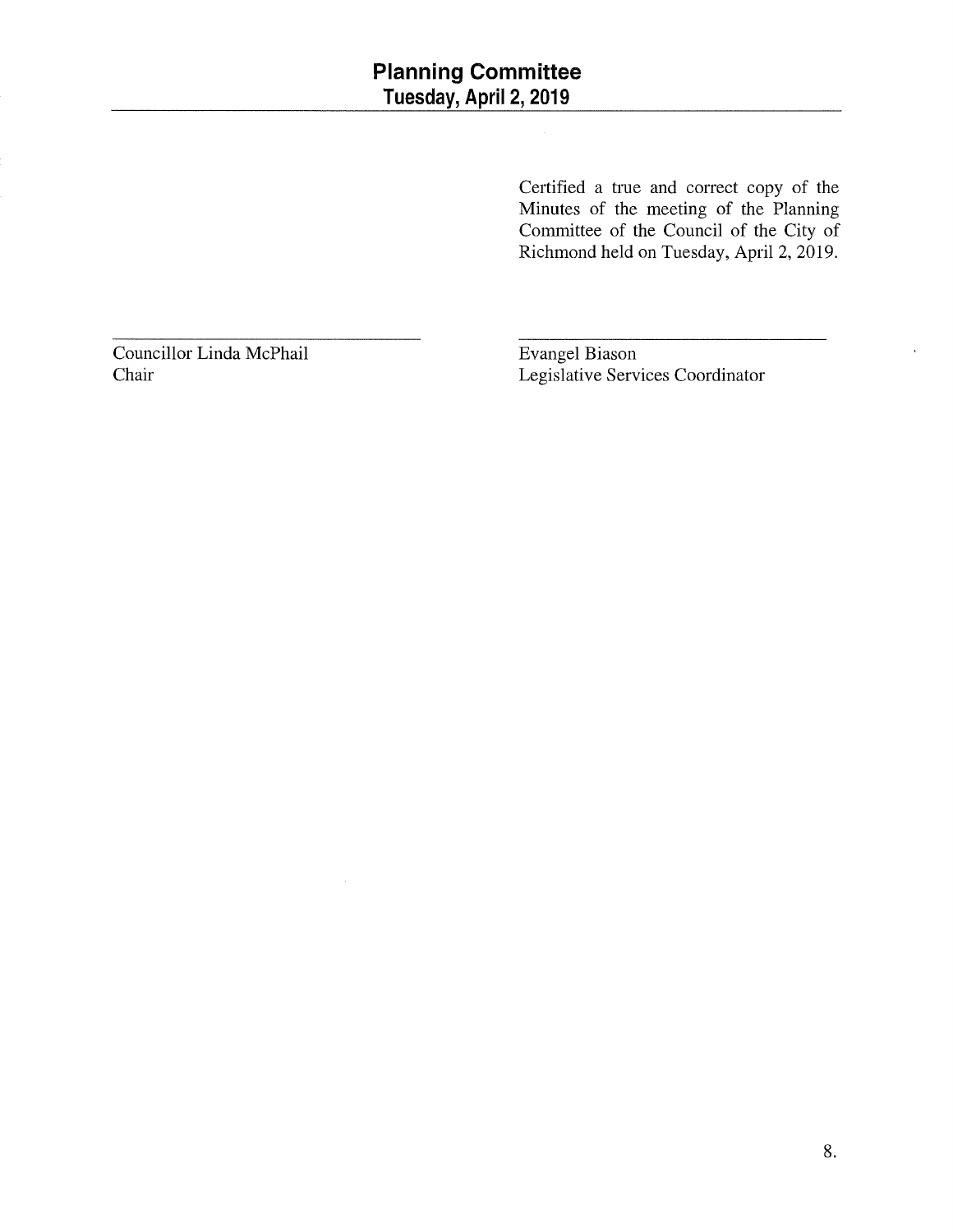Certified a true and correct copy of the Minutes of the meeting of the Planning Committee of the Council of the City of Richmond held on Tuesday, April 2, 2019.

\_\_\_\_\_\_\_\_\_\_\_\_\_\_\_\_\_\_\_\_\_\_\_\_\_\_\_\_\_\_\_\_\_\_\_\_

Councillor Linda McPhail
Chair

\_\_\_\_\_\_\_\_\_\_\_\_\_\_\_\_\_\_\_\_\_\_\_\_\_\_\_\_\_\_\_\_\_\_\_\_

Evangel Biason
Legislative Services Coordinator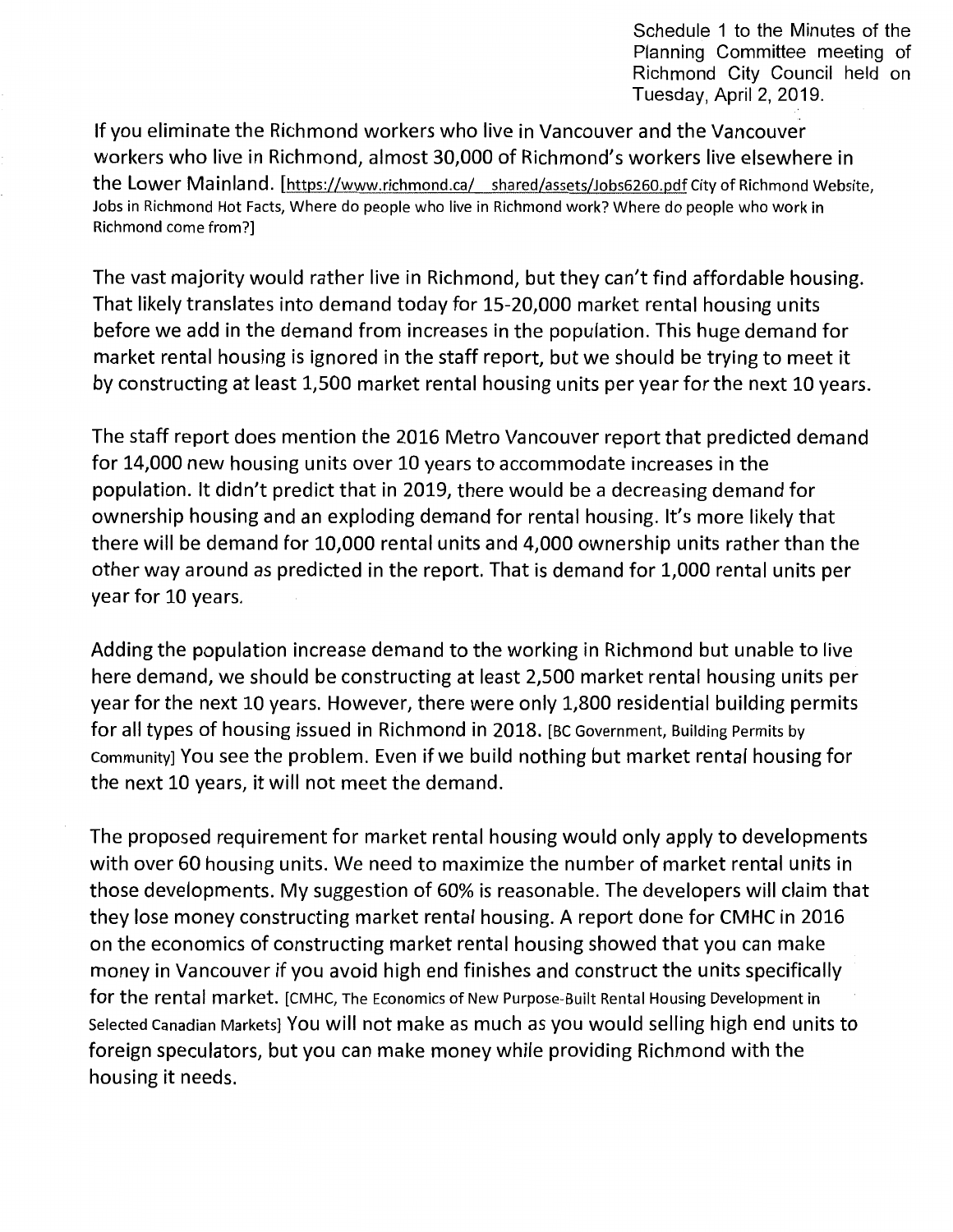Schedule 1 to the Minutes of the Planning Committee meeting of Richmond City Council held on Tuesday, April 2, 2019.

If you eliminate the Richmond workers who live in Vancouver and the Vancouver workers who live in Richmond, almost 30,000 of Richmond's workers live elsewhere in the Lower Mainland. [https://www.richmond.ca/__shared/assets/Jobs6260.pdf City of Richmond Website, Jobs in Richmond Hot Facts, Where do people who live in Richmond work? Where do people who work in Richmond come from?]

The vast majority would rather live in Richmond, but they can't find affordable housing. That likely translates into demand today for 15-20,000 market rental housing units before we add in the demand from increases in the population. This huge demand for market rental housing is ignored in the staff report, but we should be trying to meet it by constructing at least 1,500 market rental housing units per year for the next 10 years.

The staff report does mention the 2016 Metro Vancouver report that predicted demand for 14,000 new housing units over 10 years to accommodate increases in the population. It didn't predict that in 2019, there would be a decreasing demand for ownership housing and an exploding demand for rental housing. It's more likely that there will be demand for 10,000 rental units and 4,000 ownership units rather than the other way around as predicted in the report. That is demand for 1,000 rental units per year for 10 years.

Adding the population increase demand to the working in Richmond but unable to live here demand, we should be constructing at least 2,500 market rental housing units per year for the next 10 years. However, there were only 1,800 residential building permits for all types of housing issued in Richmond in 2018. [BC Government, Building Permits by Community] You see the problem. Even if we build nothing but market rental housing for the next 10 years, it will not meet the demand.

The proposed requirement for market rental housing would only apply to developments with over 60 housing units. We need to maximize the number of market rental units in those developments. My suggestion of 60% is reasonable. The developers will claim that they lose money constructing market rental housing. A report done for CMHC in 2016 on the economics of constructing market rental housing showed that you can make money in Vancouver if you avoid high end finishes and construct the units specifically for the rental market. [CMHC, The Economics of New Purpose-Built Rental Housing Development in Selected Canadian Markets] You will not make as much as you would selling high end units to foreign speculators, but you can make money while providing Richmond with the housing it needs.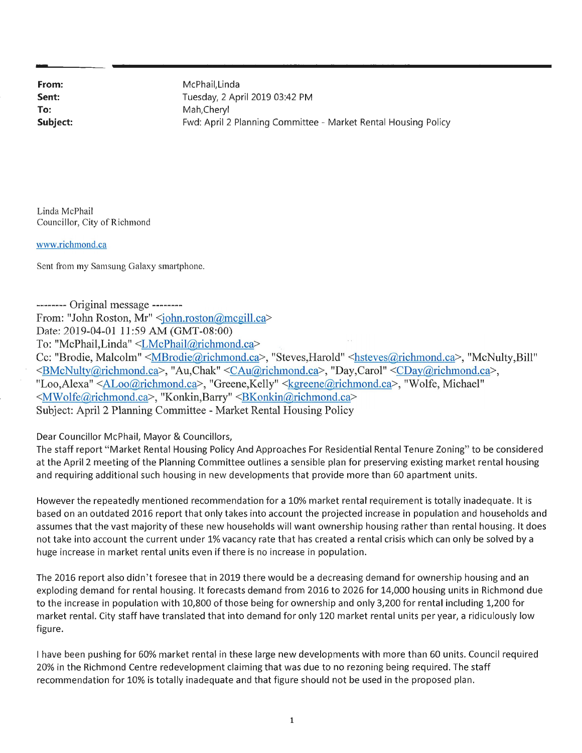**From:** McPhail,Linda
**Sent:** Tuesday, 2 April 2019 03:42 PM
**To:** Mah,Cheryl
**Subject:** Fwd: April 2 Planning Committee - Market Rental Housing Policy

Linda McPhail
Councillor, City of Richmond

www.richmond.ca

Sent from my Samsung Galaxy smartphone.

-------- Original message --------
From: "John Roston, Mr" <john.roston@mcgill.ca>
Date: 2019-04-01 11:59 AM (GMT-08:00)
To: "McPhail,Linda" <LMcPhail@richmond.ca>
Cc: "Brodie, Malcolm" <MBrodie@richmond.ca>, "Steves,Harold" <hsteves@richmond.ca>, "McNulty,Bill" <BMcNulty@richmond.ca>, "Au,Chak" <CAu@richmond.ca>, "Day,Carol" <CDay@richmond.ca>, "Loo,Alexa" <ALoo@richmond.ca>, "Greene,Kelly" <kgreene@richmond.ca>, "Wolfe, Michael" <MWolfe@richmond.ca>, "Konkin,Barry" <BKonkin@richmond.ca>
Subject: April 2 Planning Committee - Market Rental Housing Policy

Dear Councillor McPhail, Mayor & Councillors,
The staff report "Market Rental Housing Policy And Approaches For Residential Rental Tenure Zoning" to be considered at the April 2 meeting of the Planning Committee outlines a sensible plan for preserving existing market rental housing and requiring additional such housing in new developments that provide more than 60 apartment units.

However the repeatedly mentioned recommendation for a 10% market rental requirement is totally inadequate. It is based on an outdated 2016 report that only takes into account the projected increase in population and households and assumes that the vast majority of these new households will want ownership housing rather than rental housing. It does not take into account the current under 1% vacancy rate that has created a rental crisis which can only be solved by a huge increase in market rental units even if there is no increase in population.

The 2016 report also didn't foresee that in 2019 there would be a decreasing demand for ownership housing and an exploding demand for rental housing. It forecasts demand from 2016 to 2026 for 14,000 housing units in Richmond due to the increase in population with 10,800 of those being for ownership and only 3,200 for rental including 1,200 for market rental. City staff have translated that into demand for only 120 market rental units per year, a ridiculously low figure.

I have been pushing for 60% market rental in these large new developments with more than 60 units. Council required 20% in the Richmond Centre redevelopment claiming that was due to no rezoning being required. The staff recommendation for 10% is totally inadequate and that figure should not be used in the proposed plan.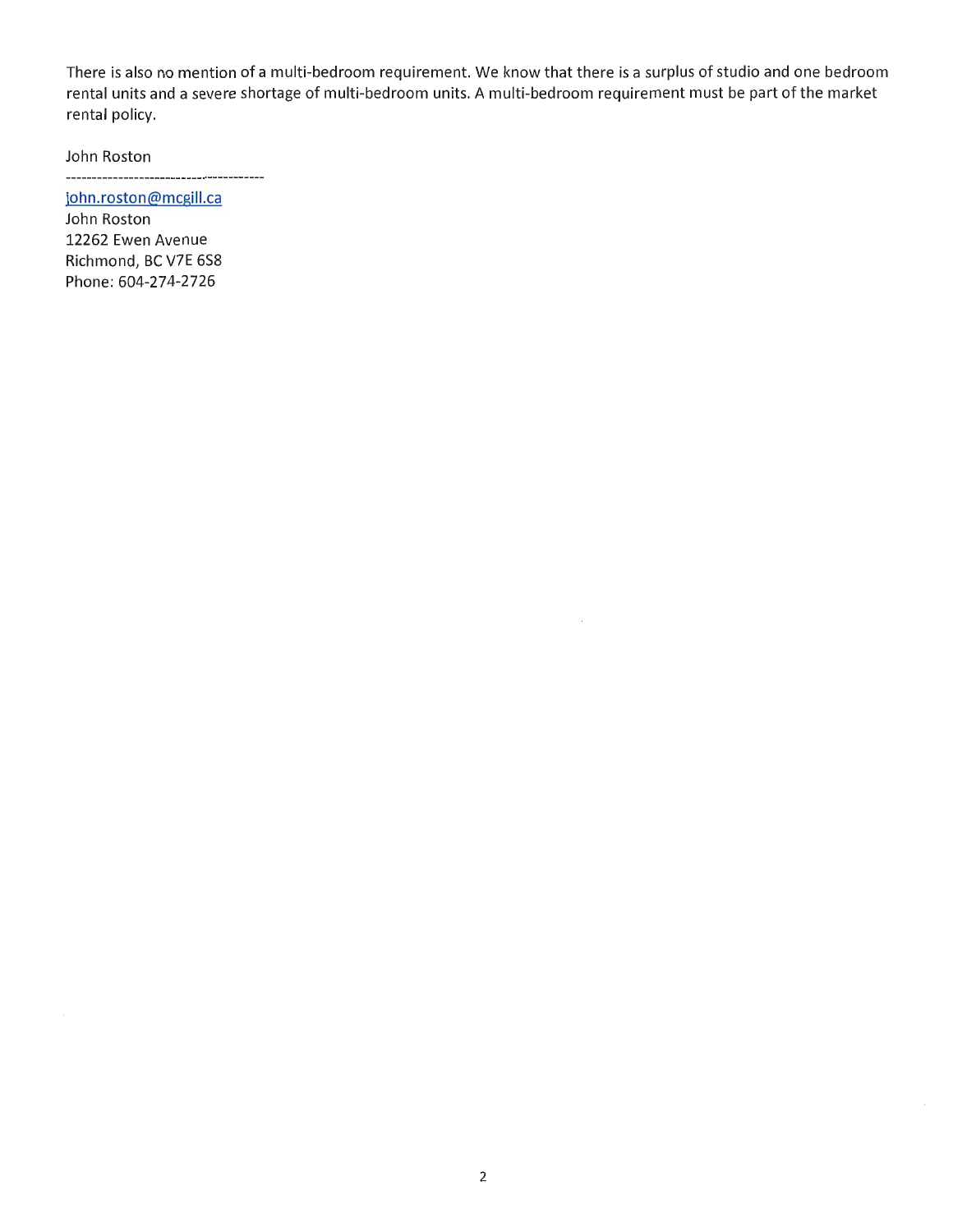There is also no mention of a multi-bedroom requirement. We know that there is a surplus of studio and one bedroom rental units and a severe shortage of multi-bedroom units. A multi-bedroom requirement must be part of the market rental policy.

John Roston

---

john.roston@mcgill.ca
John Roston
12262 Ewen Avenue
Richmond, BC V7E 6S8
Phone: 604-274-2726